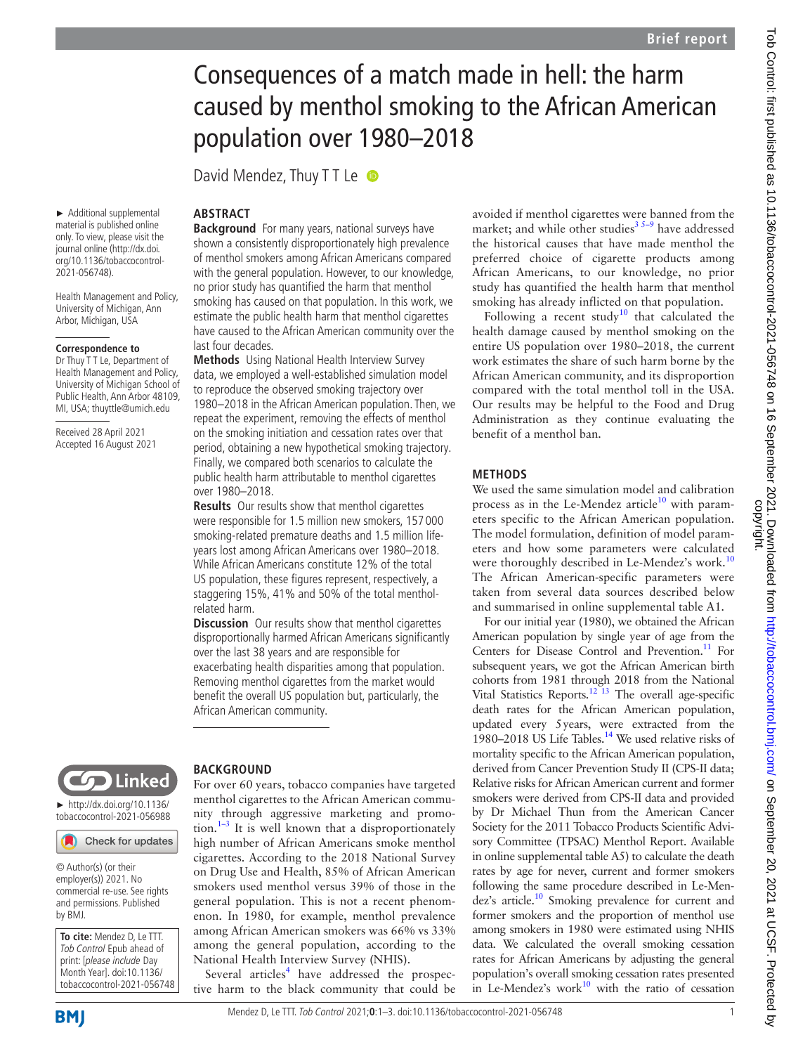# Consequences of a match made in hell: the harm caused by menthol smoking to the African American population over 1980–2018

David Mendez, Thuy T T Le

► Additional supplemental material is published online only. To view, please visit the journal online (http://dx.doi.org/10.1136/tobaccocontrol-2021-056748).

Health Management and Policy, University of Michigan, Ann Arbor, Michigan, USA

**Correspondence to**
Dr Thuy T T Le, Department of Health Management and Policy, University of Michigan School of Public Health, Ann Arbor 48109, MI, USA; thuyttle@umich.edu

Received 28 April 2021
Accepted 16 August 2021

► http://dx.doi.org/10.1136/tobaccocontrol-2021-056988

© Author(s) (or their employer(s)) 2021. No commercial re-use. See rights and permissions. Published by BMJ.

**To cite:** Mendez D, Le TTT. *Tob Control* Epub ahead of print: [*please include* Day Month Year]. doi:10.1136/tobaccocontrol-2021-056748

## ABSTRACT

**Background** For many years, national surveys have shown a consistently disproportionately high prevalence of menthol smokers among African Americans compared with the general population. However, to our knowledge, no prior study has quantified the harm that menthol smoking has caused on that population. In this work, we estimate the public health harm that menthol cigarettes have caused to the African American community over the last four decades.

**Methods** Using National Health Interview Survey data, we employed a well-established simulation model to reproduce the observed smoking trajectory over 1980–2018 in the African American population. Then, we repeat the experiment, removing the effects of menthol on the smoking initiation and cessation rates over that period, obtaining a new hypothetical smoking trajectory. Finally, we compared both scenarios to calculate the public health harm attributable to menthol cigarettes over 1980–2018.

**Results** Our results show that menthol cigarettes were responsible for 1.5 million new smokers, 157 000 smoking-related premature deaths and 1.5 million life-years lost among African Americans over 1980–2018. While African Americans constitute 12% of the total US population, these figures represent, respectively, a staggering 15%, 41% and 50% of the total menthol-related harm.

**Discussion** Our results show that menthol cigarettes disproportionally harmed African Americans significantly over the last 38 years and are responsible for exacerbating health disparities among that population. Removing menthol cigarettes from the market would benefit the overall US population but, particularly, the African American community.

## BACKGROUND

For over 60 years, tobacco companies have targeted menthol cigarettes to the African American community through aggressive marketing and promotion.[1–3] It is well known that a disproportionately high number of African Americans smoke menthol cigarettes. According to the 2018 National Survey on Drug Use and Health, 85% of African American smokers used menthol versus 39% of those in the general population. This is not a recent phenomenon. In 1980, for example, menthol prevalence among African American smokers was 66% vs 33% among the general population, according to the National Health Interview Survey (NHIS).

Several articles[4] have addressed the prospective harm to the black community that could be avoided if menthol cigarettes were banned from the market; and while other studies[3 5–9] have addressed the historical causes that have made menthol the preferred choice of cigarette products among African Americans, to our knowledge, no prior study has quantified the health harm that menthol smoking has already inflicted on that population.

Following a recent study[10] that calculated the health damage caused by menthol smoking on the entire US population over 1980–2018, the current work estimates the share of such harm borne by the African American community, and its disproportion compared with the total menthol toll in the USA. Our results may be helpful to the Food and Drug Administration as they continue evaluating the benefit of a menthol ban.

## METHODS

We used the same simulation model and calibration process as in the Le-Mendez article[10] with parameters specific to the African American population. The model formulation, definition of model parameters and how some parameters were calculated were thoroughly described in Le-Mendez's work.[10] The African American-specific parameters were taken from several data sources described below and summarised in online supplemental table A1.

For our initial year (1980), we obtained the African American population by single year of age from the Centers for Disease Control and Prevention.[11] For subsequent years, we got the African American birth cohorts from 1981 through 2018 from the National Vital Statistics Reports.[12 13] The overall age-specific death rates for the African American population, updated every 5 years, were extracted from the 1980–2018 US Life Tables.[14] We used relative risks of mortality specific to the African American population, derived from Cancer Prevention Study II (CPS-II data; Relative risks for African American current and former smokers were derived from CPS-II data and provided by Dr Michael Thun from the American Cancer Society for the 2011 Tobacco Products Scientific Advisory Committee (TPSAC) Menthol Report. Available in online supplemental table A5) to calculate the death rates by age for never, current and former smokers following the same procedure described in Le-Mendez's article.[10] Smoking prevalence for current and former smokers and the proportion of menthol use among smokers in 1980 were estimated using NHIS data. We calculated the overall smoking cessation rates for African Americans by adjusting the general population's overall smoking cessation rates presented in Le-Mendez's work[10] with the ratio of cessation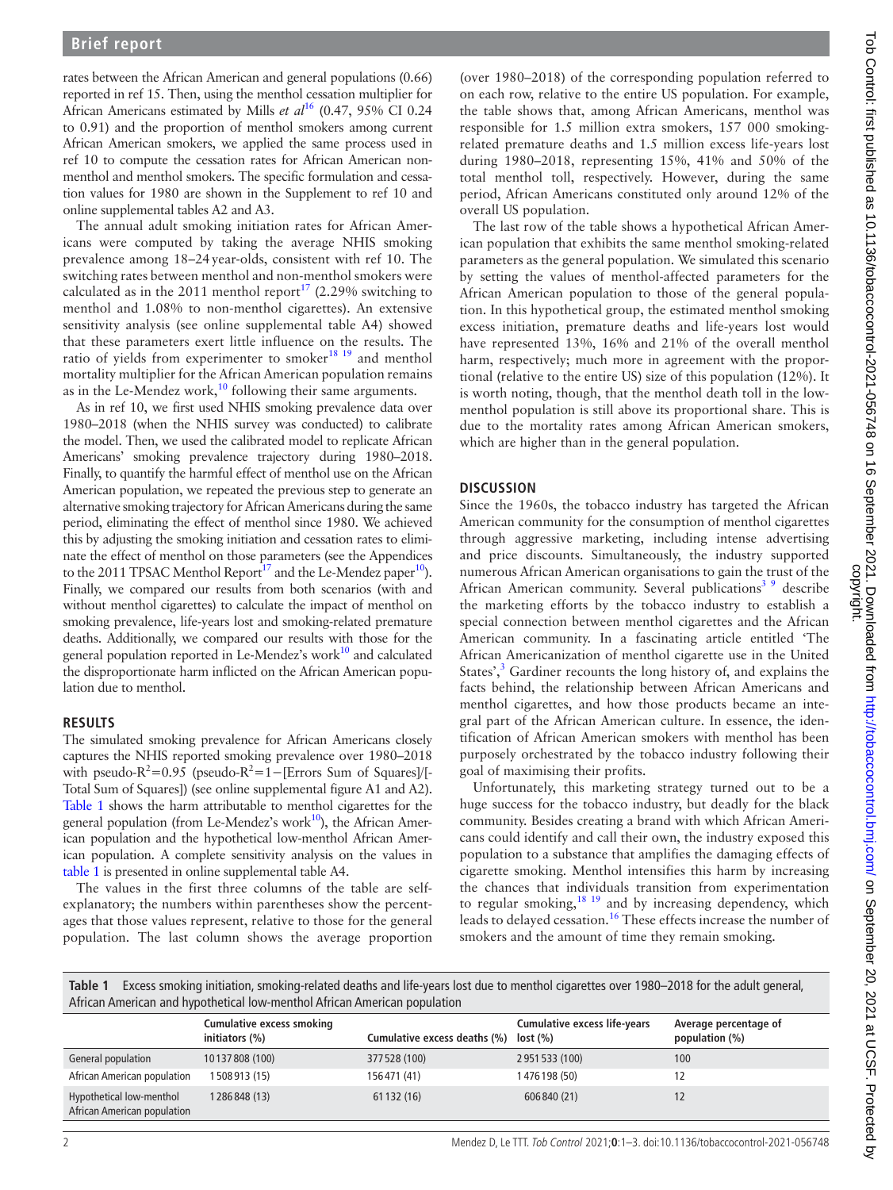rates between the African American and general populations (0.66) reported in ref 15. Then, using the menthol cessation multiplier for African Americans estimated by Mills *et al*[16] (0.47, 95% CI 0.24 to 0.91) and the proportion of menthol smokers among current African American smokers, we applied the same process used in ref 10 to compute the cessation rates for African American non-menthol and menthol smokers. The specific formulation and cessation values for 1980 are shown in the Supplement to ref 10 and online supplemental tables A2 and A3.

The annual adult smoking initiation rates for African Americans were computed by taking the average NHIS smoking prevalence among 18–24 year-olds, consistent with ref 10. The switching rates between menthol and non-menthol smokers were calculated as in the 2011 menthol report[17] (2.29% switching to menthol and 1.08% to non-menthol cigarettes). An extensive sensitivity analysis (see online supplemental table A4) showed that these parameters exert little influence on the results. The ratio of yields from experimenter to smoker[18,19] and menthol mortality multiplier for the African American population remains as in the Le-Mendez work,[10] following their same arguments.

As in ref 10, we first used NHIS smoking prevalence data over 1980–2018 (when the NHIS survey was conducted) to calibrate the model. Then, we used the calibrated model to replicate African Americans' smoking prevalence trajectory during 1980–2018. Finally, to quantify the harmful effect of menthol use on the African American population, we repeated the previous step to generate an alternative smoking trajectory for African Americans during the same period, eliminating the effect of menthol since 1980. We achieved this by adjusting the smoking initiation and cessation rates to eliminate the effect of menthol on those parameters (see the Appendices to the 2011 TPSAC Menthol Report[17] and the Le-Mendez paper[10]). Finally, we compared our results from both scenarios (with and without menthol cigarettes) to calculate the impact of menthol on smoking prevalence, life-years lost and smoking-related premature deaths. Additionally, we compared our results with those for the general population reported in Le-Mendez's work[10] and calculated the disproportionate harm inflicted on the African American population due to menthol.

## RESULTS

The simulated smoking prevalence for African Americans closely captures the NHIS reported smoking prevalence over 1980–2018 with pseudo-$R^2$=0.95 (pseudo-$R^2$=1−[Errors Sum of Squares]/[Total Sum of Squares]) (see online supplemental figure A1 and A2). Table 1 shows the harm attributable to menthol cigarettes for the general population (from Le-Mendez's work[10]), the African American population and the hypothetical low-menthol African American population. A complete sensitivity analysis on the values in table 1 is presented in online supplemental table A4.

The values in the first three columns of the table are self-explanatory; the numbers within parentheses show the percentages that those values represent, relative to those for the general population. The last column shows the average proportion (over 1980–2018) of the corresponding population referred to on each row, relative to the entire US population. For example, the table shows that, among African Americans, menthol was responsible for 1.5 million extra smokers, 157 000 smoking-related premature deaths and 1.5 million excess life-years lost during 1980–2018, representing 15%, 41% and 50% of the total menthol toll, respectively. However, during the same period, African Americans constituted only around 12% of the overall US population.

The last row of the table shows a hypothetical African American population that exhibits the same menthol smoking-related parameters as the general population. We simulated this scenario by setting the values of menthol-affected parameters for the African American population to those of the general population. In this hypothetical group, the estimated menthol smoking excess initiation, premature deaths and life-years lost would have represented 13%, 16% and 21% of the overall menthol harm, respectively; much more in agreement with the proportional (relative to the entire US) size of this population (12%). It is worth noting, though, that the menthol death toll in the low-menthol population is still above its proportional share. This is due to the mortality rates among African American smokers, which are higher than in the general population.

## DISCUSSION

Since the 1960s, the tobacco industry has targeted the African American community for the consumption of menthol cigarettes through aggressive marketing, including intense advertising and price discounts. Simultaneously, the industry supported numerous African American organisations to gain the trust of the African American community. Several publications[3,9] describe the marketing efforts by the tobacco industry to establish a special connection between menthol cigarettes and the African American community. In a fascinating article entitled 'The African Americanization of menthol cigarette use in the United States',[3] Gardiner recounts the long history of, and explains the facts behind, the relationship between African Americans and menthol cigarettes, and how those products became an integral part of the African American culture. In essence, the identification of African American smokers with menthol has been purposely orchestrated by the tobacco industry following their goal of maximising their profits.

Unfortunately, this marketing strategy turned out to be a huge success for the tobacco industry, but deadly for the black community. Besides creating a brand with which African Americans could identify and call their own, the industry exposed this population to a substance that amplifies the damaging effects of cigarette smoking. Menthol intensifies this harm by increasing the chances that individuals transition from experimentation to regular smoking,[18,19] and by increasing dependency, which leads to delayed cessation.[16] These effects increase the number of smokers and the amount of time they remain smoking.

**Table 1** Excess smoking initiation, smoking-related deaths and life-years lost due to menthol cigarettes over 1980–2018 for the adult general, African American and hypothetical low-menthol African American population

| | Cumulative excess smoking initiators (%) | Cumulative excess deaths (%) | Cumulative excess life-years lost (%) | Average percentage of population (%) |
|---|---|---|---|---|
| General population | 10 137 808 (100) | 377 528 (100) | 2 951 533 (100) | 100 |
| African American population | 1 508 913 (15) | 156 471 (41) | 1 476 198 (50) | 12 |
| Hypothetical low-menthol African American population | 1 286 848 (13) | 61 132 (16) | 606 840 (21) | 12 |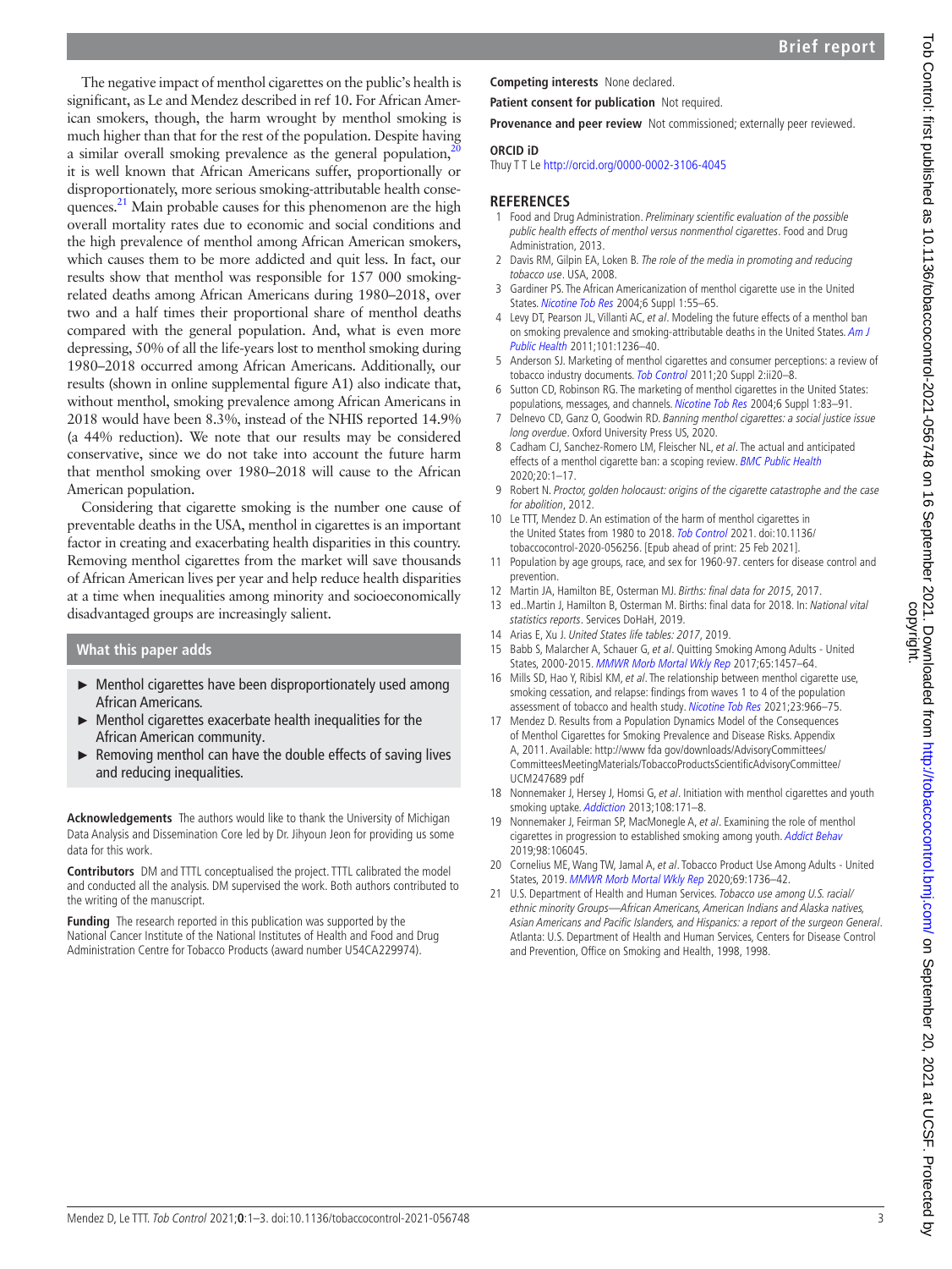The negative impact of menthol cigarettes on the public's health is significant, as Le and Mendez described in ref 10. For African American smokers, though, the harm wrought by menthol smoking is much higher than that for the rest of the population. Despite having a similar overall smoking prevalence as the general population,[20] it is well known that African Americans suffer, proportionally or disproportionately, more serious smoking-attributable health consequences.[21] Main probable causes for this phenomenon are the high overall mortality rates due to economic and social conditions and the high prevalence of menthol among African American smokers, which causes them to be more addicted and quit less. In fact, our results show that menthol was responsible for 157 000 smoking-related deaths among African Americans during 1980–2018, over two and a half times their proportional share of menthol deaths compared with the general population. And, what is even more depressing, 50% of all the life-years lost to menthol smoking during 1980–2018 occurred among African Americans. Additionally, our results (shown in online supplemental figure A1) also indicate that, without menthol, smoking prevalence among African Americans in 2018 would have been 8.3%, instead of the NHIS reported 14.9% (a 44% reduction). We note that our results may be considered conservative, since we do not take into account the future harm that menthol smoking over 1980–2018 will cause to the African American population.

Considering that cigarette smoking is the number one cause of preventable deaths in the USA, menthol in cigarettes is an important factor in creating and exacerbating health disparities in this country. Removing menthol cigarettes from the market will save thousands of African American lives per year and help reduce health disparities at a time when inequalities among minority and socioeconomically disadvantaged groups are increasingly salient.

### What this paper adds

- Menthol cigarettes have been disproportionately used among African Americans.
- Menthol cigarettes exacerbate health inequalities for the African American community.
- Removing menthol can have the double effects of saving lives and reducing inequalities.

**Acknowledgements** The authors would like to thank the University of Michigan Data Analysis and Dissemination Core led by Dr. Jihyoun Jeon for providing us some data for this work.

**Contributors** DM and TTTL conceptualised the project. TTTL calibrated the model and conducted all the analysis. DM supervised the work. Both authors contributed to the writing of the manuscript.

**Funding** The research reported in this publication was supported by the National Cancer Institute of the National Institutes of Health and Food and Drug Administration Centre for Tobacco Products (award number U54CA229974).

**Competing interests** None declared.

**Patient consent for publication** Not required.

**Provenance and peer review** Not commissioned; externally peer reviewed.

**ORCID iD**

Thuy T T Le http://orcid.org/0000-0002-3106-4045

## REFERENCES

1. Food and Drug Administration. *Preliminary scientific evaluation of the possible public health effects of menthol versus nonmenthol cigarettes*. Food and Drug Administration, 2013.
2. Davis RM, Gilpin EA, Loken B. *The role of the media in promoting and reducing tobacco use*. USA, 2008.
3. Gardiner PS. The African Americanization of menthol cigarette use in the United States. *Nicotine Tob Res* 2004;6 Suppl 1:55–65.
4. Levy DT, Pearson JL, Villanti AC, *et al*. Modeling the future effects of a menthol ban on smoking prevalence and smoking-attributable deaths in the United States. *Am J Public Health* 2011;101:1236–40.
5. Anderson SJ. Marketing of menthol cigarettes and consumer perceptions: a review of tobacco industry documents. *Tob Control* 2011;20 Suppl 2:ii20–8.
6. Sutton CD, Robinson RG. The marketing of menthol cigarettes in the United States: populations, messages, and channels. *Nicotine Tob Res* 2004;6 Suppl 1:83–91.
7. Delnevo CD, Ganz O, Goodwin RD. *Banning menthol cigarettes: a social justice issue long overdue*. Oxford University Press US, 2020.
8. Cadham CJ, Sanchez-Romero LM, Fleischer NL, *et al*. The actual and anticipated effects of a menthol cigarette ban: a scoping review. *BMC Public Health* 2020;20:1–17.
9. Robert N. *Proctor, golden holocaust: origins of the cigarette catastrophe and the case for abolition*, 2012.
10. Le TTT, Mendez D. An estimation of the harm of menthol cigarettes in the United States from 1980 to 2018. *Tob Control* 2021. doi:10.1136/tobaccocontrol-2020-056256. [Epub ahead of print: 25 Feb 2021].
11. Population by age groups, race, and sex for 1960-97. centers for disease control and prevention.
12. Martin JA, Hamilton BE, Osterman MJ. *Births: final data for 2015*, 2017.
13. ed..Martin J, Hamilton B, Osterman M. Births: final data for 2018. In: *National vital statistics reports*. Services DoHaH, 2019.
14. Arias E, Xu J. *United States life tables: 2017*, 2019.
15. Babb S, Malarcher A, Schauer G, *et al*. Quitting Smoking Among Adults - United States, 2000-2015. *MMWR Morb Mortal Wkly Rep* 2017;65:1457–64.
16. Mills SD, Hao Y, Ribisl KM, *et al*. The relationship between menthol cigarette use, smoking cessation, and relapse: findings from waves 1 to 4 of the population assessment of tobacco and health study. *Nicotine Tob Res* 2021;23:966–75.
17. Mendez D. Results from a Population Dynamics Model of the Consequences of Menthol Cigarettes for Smoking Prevalence and Disease Risks. Appendix A, 2011. Available: http://www fda gov/downloads/AdvisoryCommittees/CommitteesMeetingMaterials/TobaccoProductsScientificAdvisoryCommittee/UCM247689 pdf
18. Nonnemaker J, Hersey J, Homsi G, *et al*. Initiation with menthol cigarettes and youth smoking uptake. *Addiction* 2013;108:171–8.
19. Nonnemaker J, Feirman SP, MacMonegle A, *et al*. Examining the role of menthol cigarettes in progression to established smoking among youth. *Addict Behav* 2019;98:106045.
20. Cornelius ME, Wang TW, Jamal A, *et al*. Tobacco Product Use Among Adults - United States, 2019. *MMWR Morb Mortal Wkly Rep* 2020;69:1736–42.
21. U.S. Department of Health and Human Services. *Tobacco use among U.S. racial/ethnic minority Groups—African Americans, American Indians and Alaska natives, Asian Americans and Pacific Islanders, and Hispanics: a report of the surgeon General*. Atlanta: U.S. Department of Health and Human Services, Centers for Disease Control and Prevention, Office on Smoking and Health, 1998, 1998.